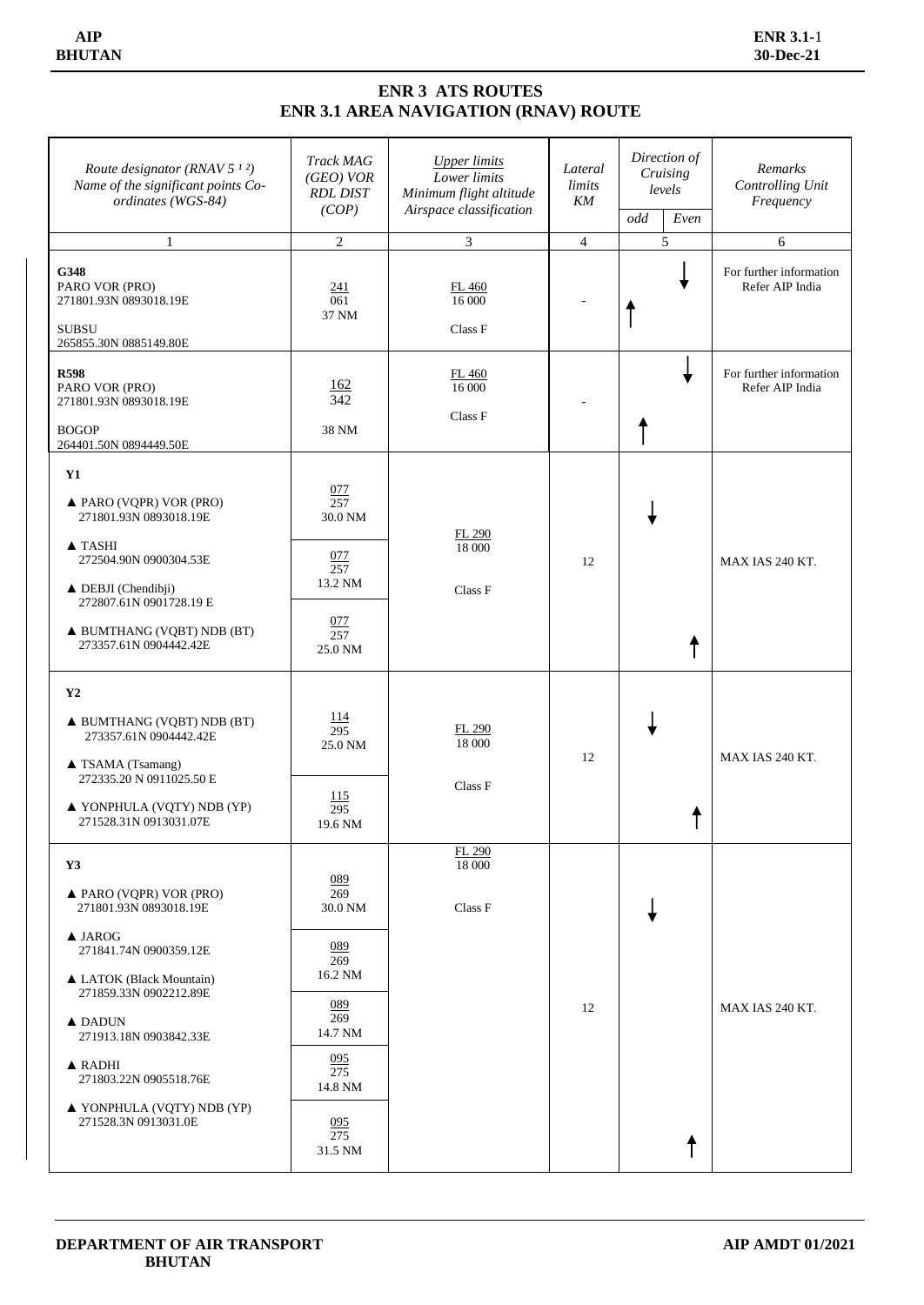# ENR 3 ATS ROUTES

## ENR 3.1 AREA NAVIGATION (RNAV) ROUTE

| Route designator (RNAV 5 [1 2]) Name of the significant points Co-ordinates (WGS-84) | Track MAG (GEO) VOR RDL DIST (COP) | Upper limits / Lower limits / Minimum flight altitude / Airspace classification | Lateral limits KM | Direction of Cruising levels | | Remarks Controlling Unit Frequency |
|---|---|---|---|---|---|---|
| | | | | odd | Even | |
| 1 | 2 | 3 | 4 | 5 | | 6 |
| **G348** | | | | | | |
| PARO VOR (PRO) 271801.93N 0893018.19E | 241 / 061 37 NM | FL 460 / 16 000 Class F | - | ↑ | ↓ | For further information Refer AIP India |
| SUBSU 265855.30N 0885149.80E | | | | | | |
| **R598** | | | | | | |
| PARO VOR (PRO) 271801.93N 0893018.19E | 162 / 342 38 NM | FL 460 / 16 000 Class F | - | ↑ | ↓ | For further information Refer AIP India |
| BOGOP 264401.50N 0894449.50E | | | | | | |
| **Y1** | | | | | | |
| ▲ PARO (VQPR) VOR (PRO) 271801.93N 0893018.19E | 077 / 257 30.0 NM | FL 290 / 18 000 Class F | 12 | ↓ | ↑ | MAX IAS 240 KT. |
| ▲ TASHI 272504.90N 0900304.53E | 077 / 257 13.2 NM | | | | | |
| ▲ DEBJI (Chendibji) 272807.61N 0901728.19 E | 077 / 257 25.0 NM | | | | | |
| ▲ BUMTHANG (VQBT) NDB (BT) 273357.61N 0904442.42E | | | | | | |
| **Y2** | | | | | | |
| ▲ BUMTHANG (VQBT) NDB (BT) 273357.61N 0904442.42E | 114 / 295 25.0 NM | FL 290 / 18 000 Class F | 12 | ↓ | ↑ | MAX IAS 240 KT. |
| ▲ TSAMA (Tsamang) 272335.20 N 0911025.50 E | 115 / 295 19.6 NM | | | | | |
| ▲ YONPHULA (VQTY) NDB (YP) 271528.31N 0913031.07E | | | | | | |
| **Y3** | | | | | | |
| ▲ PARO (VQPR) VOR (PRO) 271801.93N 0893018.19E | 089 / 269 30.0 NM | FL 290 / 18 000 Class F | 12 | ↓ | ↑ | MAX IAS 240 KT. |
| ▲ JAROG 271841.74N 0900359.12E | 089 / 269 16.2 NM | | | | | |
| ▲ LATOK (Black Mountain) 271859.33N 0902212.89E | 089 / 269 14.7 NM | | | | | |
| ▲ DADUN 271913.18N 0903842.33E | 095 / 275 14.8 NM | | | | | |
| ▲ RADHI 271803.22N 0905518.76E | 095 / 275 31.5 NM | | | | | |
| ▲ YONPHULA (VQTY) NDB (YP) 271528.3N 0913031.0E | | | | | | |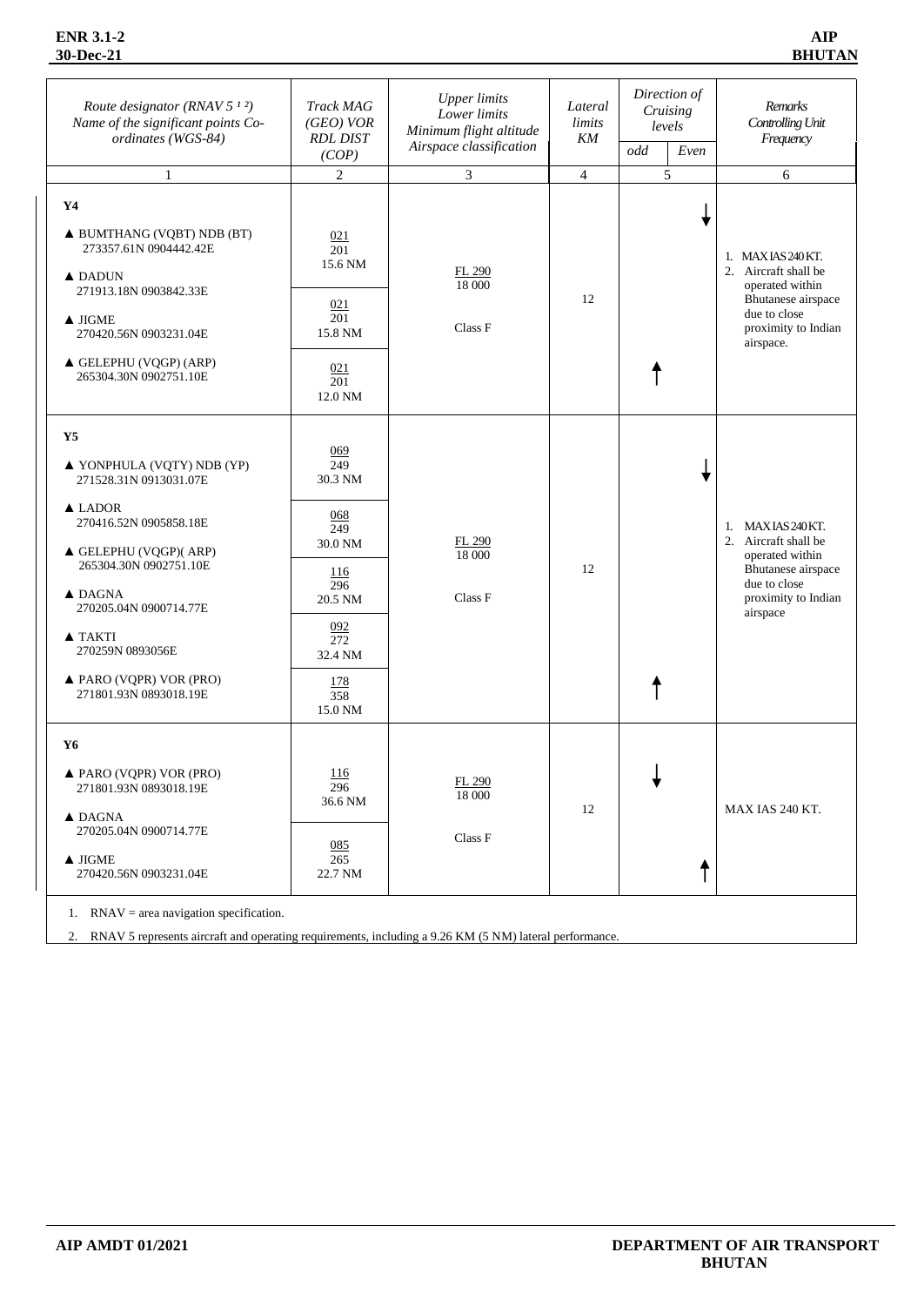| Route designator (RNAV 5 [1] [2]) Name of the significant points Co-ordinates (WGS-84) | Track MAG (GEO) VOR RDL DIST (COP) | Upper limits Lower limits Minimum flight altitude Airspace classification | Lateral limits KM | Direction of Cruising levels odd | Even | Remarks Controlling Unit Frequency |
|---|---|---|---|---|---|---|
| 1 | 2 | 3 | 4 | 5 | | 6 |
| **Y4** | | | | | ↓ | |
| ▲ BUMTHANG (VQBT) NDB (BT) 273357.61N 0904442.42E | | | | | | |
| | 021 / 201 15.6 NM | FL 290 / 18 000 Class F | 12 | | | 1. MAX IAS 240 KT. 2. Aircraft shall be operated within Bhutanese airspace due to close proximity to Indian airspace. |
| ▲ DADUN 271913.18N 0903842.33E | | | | | | |
| | 021 / 201 15.8 NM | | | | | |
| ▲ JIGME 270420.56N 0903231.04E | | | | | | |
| | 021 / 201 12.0 NM | | | | | |
| ▲ GELEPHU (VQGP) (ARP) 265304.30N 0902751.10E | | | | ↑ | | |
| **Y5** | | | | | ↓ | |
| ▲ YONPHULA (VQTY) NDB (YP) 271528.31N 0913031.07E | | | | | | |
| | 069 / 249 30.3 NM | FL 290 / 18 000 Class F | 12 | | | 1. MAX IAS 240 KT. 2. Aircraft shall be operated within Bhutanese airspace due to close proximity to Indian airspace |
| ▲ LADOR 270416.52N 0905858.18E | | | | | | |
| | 068 / 249 30.0 NM | | | | | |
| ▲ GELEPHU (VQGP)( ARP) 265304.30N 0902751.10E | | | | | | |
| | 116 / 296 20.5 NM | | | | | |
| ▲ DAGNA 270205.04N 0900714.77E | | | | | | |
| | 092 / 272 32.4 NM | | | | | |
| ▲ TAKTI 270259N 0893056E | | | | | | |
| | 178 / 358 15.0 NM | | | | | |
| ▲ PARO (VQPR) VOR (PRO) 271801.93N 0893018.19E | | | | ↑ | | |
| **Y6** | | | | | | |
| ▲ PARO (VQPR) VOR (PRO) 271801.93N 0893018.19E | | | | ↓ | | |
| | 116 / 296 36.6 NM | FL 290 / 18 000 Class F | 12 | | | MAX IAS 240 KT. |
| ▲ DAGNA 270205.04N 0900714.77E | | | | | | |
| | 085 / 265 22.7 NM | | | | | |
| ▲ JIGME 270420.56N 0903231.04E | | | | | ↑ | |

1. RNAV = area navigation specification.
2. RNAV 5 represents aircraft and operating requirements, including a 9.26 KM (5 NM) lateral performance.